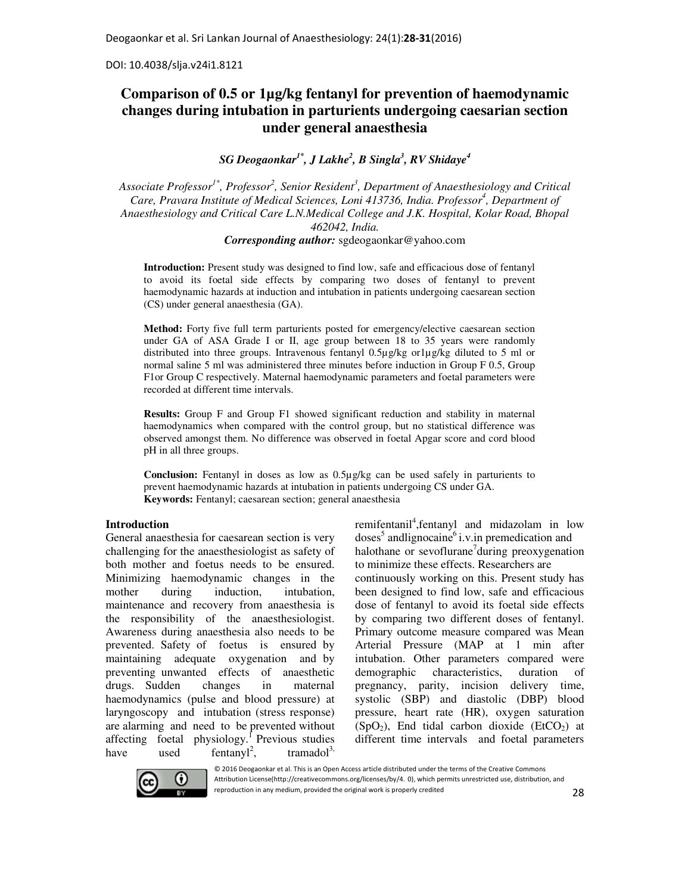DOI: 10.4038/slja.v24i1.8121

# Comparison of 0.5 or 1μg/kg fentanyl for prevention of haemodynamic changes during intubation in parturients undergoing caesarian section under general anaesthesia

***SG Deogaonkar[1*], J Lakhe[2], B Singla[3], RV Shidaye[4]***

*Associate Professor[1*], Professor[2], Senior Resident[3], Department of Anaesthesiology and Critical Care, Pravara Institute of Medical Sciences, Loni 413736, India. Professor[4], Department of Anaesthesiology and Critical Care L.N.Medical College and J.K. Hospital, Kolar Road, Bhopal 462042, India.*

***Corresponding author:*** sgdeogaonkar@yahoo.com

**Introduction:** Present study was designed to find low, safe and efficacious dose of fentanyl to avoid its foetal side effects by comparing two doses of fentanyl to prevent haemodynamic hazards at induction and intubation in patients undergoing caesarean section (CS) under general anaesthesia (GA).

**Method:** Forty five full term parturients posted for emergency/elective caesarean section under GA of ASA Grade I or II, age group between 18 to 35 years were randomly distributed into three groups. Intravenous fentanyl 0.5µg/kg or1µg/kg diluted to 5 ml or normal saline 5 ml was administered three minutes before induction in Group F 0.5, Group F1or Group C respectively. Maternal haemodynamic parameters and foetal parameters were recorded at different time intervals.

**Results:** Group F and Group F1 showed significant reduction and stability in maternal haemodynamics when compared with the control group, but no statistical difference was observed amongst them. No difference was observed in foetal Apgar score and cord blood pH in all three groups.

**Conclusion:** Fentanyl in doses as low as 0.5µg/kg can be used safely in parturients to prevent haemodynamic hazards at intubation in patients undergoing CS under GA.

**Keywords:** Fentanyl; caesarean section; general anaesthesia

## Introduction

General anaesthesia for caesarean section is very challenging for the anaesthesiologist as safety of both mother and foetus needs to be ensured. Minimizing haemodynamic changes in the mother during induction, intubation, maintenance and recovery from anaesthesia is the responsibility of the anaesthesiologist. Awareness during anaesthesia also needs to be prevented. Safety of foetus is ensured by maintaining adequate oxygenation and by preventing unwanted effects of anaesthetic drugs. Sudden changes in maternal haemodynamics (pulse and blood pressure) at laryngoscopy and intubation (stress response) are alarming and need to be prevented without affecting foetal physiology.[1] Previous studies have used fentanyl[2], tramadol[3,] remifentanil[4],fentanyl and midazolam in low doses[5] andlignocaine[6] i.v.in premedication and halothane or sevoflurane[7]during preoxygenation to minimize these effects. Researchers are continuously working on this. Present study has been designed to find low, safe and efficacious dose of fentanyl to avoid its foetal side effects by comparing two different doses of fentanyl. Primary outcome measure compared was Mean Arterial Pressure (MAP at 1 min after intubation. Other parameters compared were demographic characteristics, duration of pregnancy, parity, incision delivery time, systolic (SBP) and diastolic (DBP) blood pressure, heart rate (HR), oxygen saturation ($SpO_2$), End tidal carbon dioxide ($EtCO_2$) at different time intervals and foetal parameters

© 2016 Deogaonkar et al. This is an Open Access article distributed under the terms of the Creative Commons Attribution License(http://creativecommons.org/licenses/by/4. 0), which permits unrestricted use, distribution, and reproduction in any medium, provided the original work is properly credited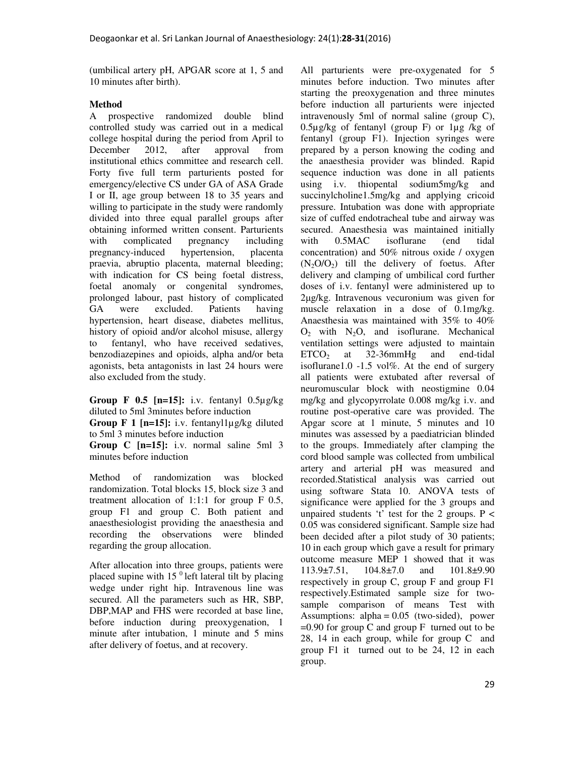(umbilical artery pH, APGAR score at 1, 5 and 10 minutes after birth).

**Method**

A prospective randomized double blind controlled study was carried out in a medical college hospital during the period from April to December 2012, after approval from institutional ethics committee and research cell. Forty five full term parturients posted for emergency/elective CS under GA of ASA Grade I or II, age group between 18 to 35 years and willing to participate in the study were randomly divided into three equal parallel groups after obtaining informed written consent. Parturients with complicated pregnancy including pregnancy-induced hypertension, placenta praevia, abruptio placenta, maternal bleeding; with indication for CS being foetal distress, foetal anomaly or congenital syndromes, prolonged labour, past history of complicated GA were excluded. Patients having hypertension, heart disease, diabetes mellitus, history of opioid and/or alcohol misuse, allergy to fentanyl, who have received sedatives, benzodiazepines and opioids, alpha and/or beta agonists, beta antagonists in last 24 hours were also excluded from the study.

**Group F 0.5 [n=15]:** i.v. fentanyl 0.5µg/kg diluted to 5ml 3minutes before induction

**Group F 1 [n=15]:** i.v. fentanyl1µg/kg diluted to 5ml 3 minutes before induction

**Group C [n=15]:** i.v. normal saline 5ml 3 minutes before induction

Method of randomization was blocked randomization. Total blocks 15, block size 3 and treatment allocation of 1:1:1 for group F 0.5, group F1 and group C. Both patient and anaesthesiologist providing the anaesthesia and recording the observations were blinded regarding the group allocation.

After allocation into three groups, patients were placed supine with 15 $^{0}$ left lateral tilt by placing wedge under right hip. Intravenous line was secured. All the parameters such as HR, SBP, DBP,MAP and FHS were recorded at base line, before induction during preoxygenation, 1 minute after intubation, 1 minute and 5 mins after delivery of foetus, and at recovery.

All parturients were pre-oxygenated for 5 minutes before induction. Two minutes after starting the preoxygenation and three minutes before induction all parturients were injected intravenously 5ml of normal saline (group C), 0.5µg/kg of fentanyl (group F) or 1µg /kg of fentanyl (group F1). Injection syringes were prepared by a person knowing the coding and the anaesthesia provider was blinded. Rapid sequence induction was done in all patients using i.v. thiopental sodium5mg/kg and succinylcholine1.5mg/kg and applying cricoid pressure. Intubation was done with appropriate size of cuffed endotracheal tube and airway was secured. Anaesthesia was maintained initially with 0.5MAC isoflurane (end tidal concentration) and 50% nitrous oxide / oxygen ($N_2O/O_2$) till the delivery of foetus. After delivery and clamping of umbilical cord further doses of i.v. fentanyl were administered up to 2µg/kg. Intravenous vecuronium was given for muscle relaxation in a dose of 0.1mg/kg. Anaesthesia was maintained with 35% to 40% $O_2$ with $N_2O$, and isoflurane. Mechanical ventilation settings were adjusted to maintain $ETCO_2$ at 32-36mmHg and end-tidal isoflurane1.0 -1.5 vol%. At the end of surgery all patients were extubated after reversal of neuromuscular block with neostigmine 0.04 mg/kg and glycopyrrolate 0.008 mg/kg i.v. and routine post-operative care was provided. The Apgar score at 1 minute, 5 minutes and 10 minutes was assessed by a paediatrician blinded to the groups. Immediately after clamping the cord blood sample was collected from umbilical artery and arterial pH was measured and recorded.Statistical analysis was carried out using software Stata 10. ANOVA tests of significance were applied for the 3 groups and unpaired students 't' test for the 2 groups. $P < 0.05$ was considered significant. Sample size had been decided after a pilot study of 30 patients; 10 in each group which gave a result for primary outcome measure MEP 1 showed that it was 113.9±7.51, 104.8±7.0 and 101.8±9.90 respectively in group C, group F and group F1 respectively.Estimated sample size for two-sample comparison of means Test with Assumptions: alpha = 0.05 (two-sided), power =0.90 for group C and group F turned out to be 28, 14 in each group, while for group C and group F1 it turned out to be 24, 12 in each group.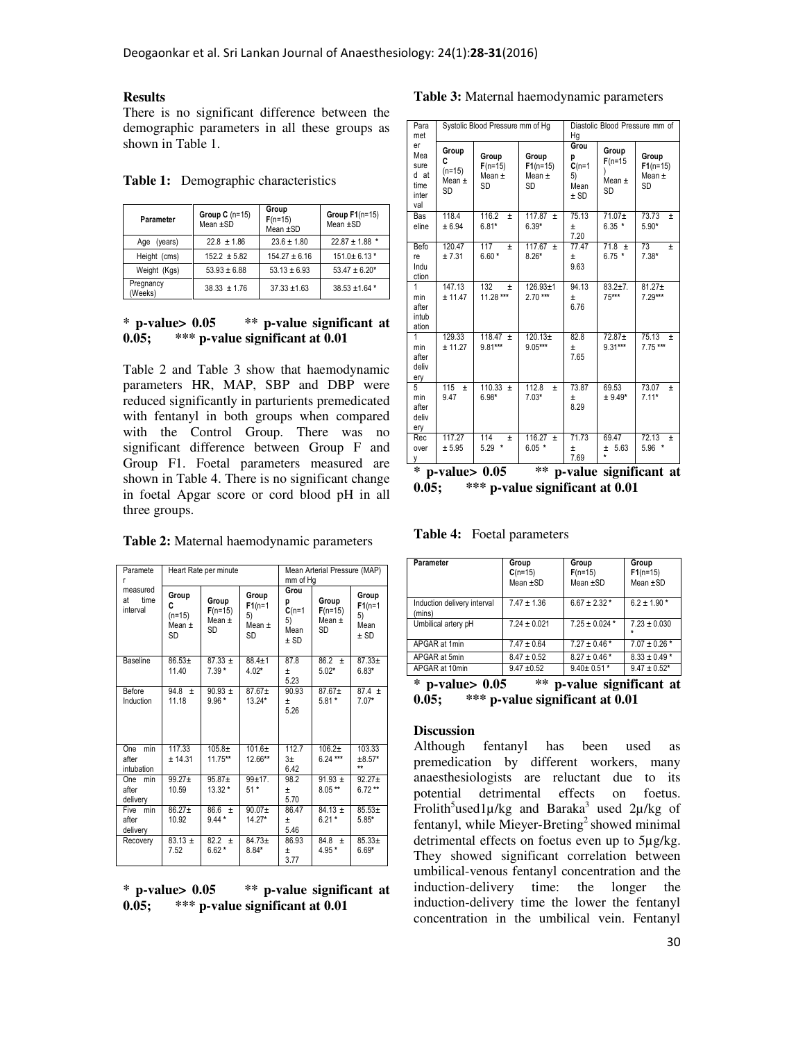## Results

There is no significant difference between the demographic parameters in all these groups as shown in Table 1.

**Table 1:** Demographic characteristics

| Parameter | Group C (n=15) Mean ±SD | Group F(n=15) Mean ±SD | Group F1(n=15) Mean ±SD |
|---|---|---|---|
| Age (years) | 22.8 ± 1.86 | 23.6 ± 1.80 | 22.87 ± 1.88 * |
| Height (cms) | 152.2 ± 5.82 | 154.27 ± 6.16 | 151.0± 6.13 * |
| Weight (Kgs) | 53.93 ± 6.88 | 53.13 ± 6.93 | 53.47 ± 6.20* |
| Pregnancy (Weeks) | 38.33 ± 1.76 | 37.33 ±1.63 | 38.53 ±1.64 * |

**\* p-value> 0.05 \*\* p-value significant at 0.05; \*\*\* p-value significant at 0.01**

Table 2 and Table 3 show that haemodynamic parameters HR, MAP, SBP and DBP were reduced significantly in parturients premedicated with fentanyl in both groups when compared with the Control Group. There was no significant difference between Group F and Group F1. Foetal parameters measured are shown in Table 4. There is no significant change in foetal Apgar score or cord blood pH in all three groups.

**Table 2:** Maternal haemodynamic parameters

| Parameter measured at time interval | Heart Rate per minute | | | Mean Arterial Pressure (MAP) mm of Hg | | |
|---|---|---|---|---|---|---|
| | Group C (n=15) Mean ± SD | Group F(n=15) Mean ± SD | Group F1(n=15) Mean ± SD | Group C(n=15) Mean ± SD | Group F(n=15) Mean ± SD | Group F1(n=15) Mean ± SD |
| Baseline | 86.53± 11.40 | 87.33 ± 7.39 * | 88.4±1 4.02* | 87.8 ± 5.23 | 86.2 ± 5.02* | 87.33± 6.83* |
| Before Induction | 94.8 ± 11.18 | 90.93 ± 9.96 * | 87.67± 13.24* | 90.93 ± 5.26 | 87.67± 5.81 * | 87.4 ± 7.07* |
| One min after intubation | 117.33 ± 14.31 | 105.8± 11.75** | 101.6± 12.66** | 112.7 3± 6.42 | 106.2± 6.24 *** | 103.33 ±8.57* ** |
| One min after delivery | 99.27± 10.59 | 95.87± 13.32 * | 99±17. 51 * | 98.2 ± 5.70 | 91.93 ± 8.05 ** | 92.27± 6.72 ** |
| Five min after delivery | 86.27± 10.92 | 86.6 ± 9.44 * | 90.07± 14.27* | 86.47 ± 5.46 | 84.13 ± 6.21 * | 85.53± 5.85* |
| Recovery | 83.13 ± 7.52 | 82.2 ± 6.62 * | 84.73± 8.84* | 86.93 ± 3.77 | 84.8 ± 4.95 * | 85.33± 6.69* |

**\* p-value> 0.05 \*\* p-value significant at 0.05; \*\*\* p-value significant at 0.01**

**Table 3:** Maternal haemodynamic parameters

| Parameter Measured at time interval | Systolic Blood Pressure mm of Hg | | | Diastolic Blood Pressure mm of Hg | | |
|---|---|---|---|---|---|---|
| | Group C (n=15) Mean ± SD | Group F(n=15) Mean ± SD | Group F1(n=15) Mean ± SD | Group C(n=15) Mean ± SD | Group F(n=15) Mean ± SD | Group F1(n=15) Mean ± SD |
| Baseline | 118.4 ± 6.94 | 116.2 ± 6.81* | 117.87 ± 6.39* | 75.13 ± 7.20 | 71.07± 6.35 * | 73.73 ± 5.90* |
| Before Induction | 120.47 ± 7.31 | 117 ± 6.60 * | 117.67 ± 8.26* | 77.47 ± 9.63 | 71.8 ± 6.75 * | 73 ± 7.38* |
| 1 min after intubation | 147.13 ± 11.47 | 132 ± 11.28 *** | 126.93±1 2.70 *** | 94.13 ± 6.76 | 83.2±7. 75*** | 81.27± 7.29*** |
| 1 min after delivery | 129.33 ± 11.27 | 118.47 ± 9.81*** | 120.13± 9.05*** | 82.8 ± 7.65 | 72.87± 9.31*** | 75.13 ± 7.75 *** |
| 5 min after delivery | 115 ± 9.47 | 110.33 ± 6.98* | 112.8 ± 7.03* | 73.87 ± 8.29 | 69.53 ± 9.49* | 73.07 ± 7.11* |
| Recovery | 117.27 ± 5.95 | 114 ± 5.29 * | 116.27 ± 6.05 * | 71.73 ± 7.69 | 69.47 ± 5.63 * | 72.13 ± 5.96 * |

**\* p-value> 0.05 \*\* p-value significant at 0.05; \*\*\* p-value significant at 0.01**

**Table 4:** Foetal parameters

| Parameter | Group C(n=15) Mean ±SD | Group F(n=15) Mean ±SD | Group F1(n=15) Mean ±SD |
|---|---|---|---|
| Induction delivery interval (mins) | 7.47 ± 1.36 | 6.67 ± 2.32 * | 6.2 ± 1.90 * |
| Umbilical artery pH | 7.24 ± 0.021 | 7.25 ± 0.024 * | 7.23 ± 0.030 * |
| APGAR at 1min | 7.47 ± 0.64 | 7.27 ± 0.46 * | 7.07 ± 0.26 * |
| APGAR at 5min | 8.47 ± 0.52 | 8.27 ± 0.46 * | 8.33 ± 0.49 * |
| APGAR at 10min | 9.47 ±0.52 | 9.40± 0.51 * | 9.47 ± 0.52* |

**\* p-value> 0.05 \*\* p-value significant at 0.05; \*\*\* p-value significant at 0.01**

## Discussion

Although fentanyl has been used as premedication by different workers, many anaesthesiologists are reluctant due to its potential detrimental effects on foetus. Frolith[5] used 1μ/kg and Baraka[3] used 2μ/kg of fentanyl, while Mieyer-Breting[2] showed minimal detrimental effects on foetus even up to 5μg/kg. They showed significant correlation between umbilical-venous fentanyl concentration and the induction-delivery time: the longer the induction-delivery time the lower the fentanyl concentration in the umbilical vein. Fentanyl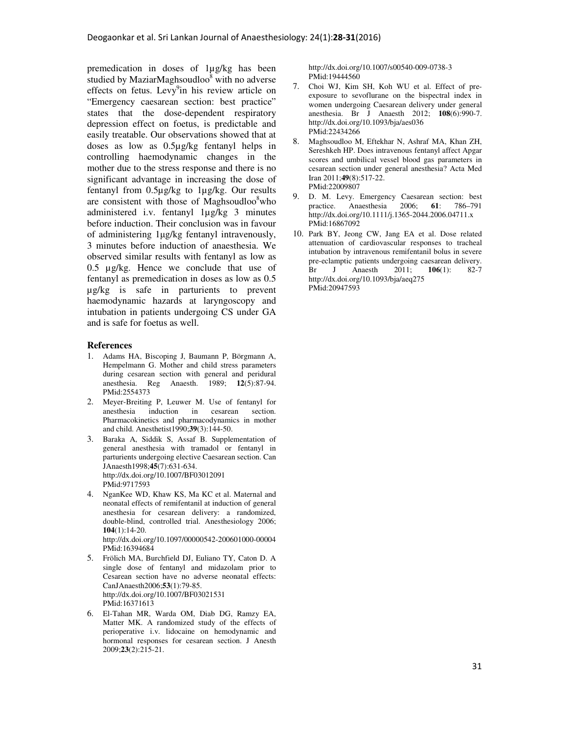premedication in doses of 1µg/kg has been studied by MaziarMaghsoudloo[8] with no adverse effects on fetus. Levy[9]in his review article on "Emergency caesarean section: best practice" states that the dose-dependent respiratory depression effect on foetus, is predictable and easily treatable. Our observations showed that at doses as low as 0.5µg/kg fentanyl helps in controlling haemodynamic changes in the mother due to the stress response and there is no significant advantage in increasing the dose of fentanyl from 0.5µg/kg to 1µg/kg. Our results are consistent with those of Maghsoudloo[8]who administered i.v. fentanyl 1µg/kg 3 minutes before induction. Their conclusion was in favour of administering 1µg/kg fentanyl intravenously, 3 minutes before induction of anaesthesia. We observed similar results with fentanyl as low as 0.5 µg/kg. Hence we conclude that use of fentanyl as premedication in doses as low as 0.5 µg/kg is safe in parturients to prevent haemodynamic hazards at laryngoscopy and intubation in patients undergoing CS under GA and is safe for foetus as well.

## References

1. Adams HA, Biscoping J, Baumann P, Börgmann A, Hempelmann G. Mother and child stress parameters during cesarean section with general and peridural anesthesia. Reg Anaesth. 1989; **12**(5):87-94. PMid:2554373
2. Meyer-Breiting P, Leuwer M. Use of fentanyl for anesthesia induction in cesarean section. Pharmacokinetics and pharmacodynamics in mother and child. Anesthetist1990;**39**(3):144-50.
3. Baraka A, Siddik S, Assaf B. Supplementation of general anesthesia with tramadol or fentanyl in parturients undergoing elective Caesarean section. Can JAnaesth1998;**45**(7):631-634. http://dx.doi.org/10.1007/BF03012091 PMid:9717593
4. NganKee WD, Khaw KS, Ma KC et al. Maternal and neonatal effects of remifentanil at induction of general anesthesia for cesarean delivery: a randomized, double-blind, controlled trial. Anesthesiology 2006; **104**(1):14-20. http://dx.doi.org/10.1097/00000542-200601000-00004 PMid:16394684
5. Frölich MA, Burchfield DJ, Euliano TY, Caton D. A single dose of fentanyl and midazolam prior to Cesarean section have no adverse neonatal effects: CanJAnaesth2006;**53**(1):79-85. http://dx.doi.org/10.1007/BF03021531 PMid:16371613
6. El-Tahan MR, Warda OM, Diab DG, Ramzy EA, Matter MK. A randomized study of the effects of perioperative i.v. lidocaine on hemodynamic and hormonal responses for cesarean section. J Anesth 2009;**23**(2):215-21. http://dx.doi.org/10.1007/s00540-009-0738-3 PMid:19444560
7. Choi WJ, Kim SH, Koh WU et al. Effect of pre-exposure to sevoflurane on the bispectral index in women undergoing Caesarean delivery under general anesthesia. Br J Anaesth 2012; **108**(6):990-7. http://dx.doi.org/10.1093/bja/aes036 PMid:22434266
8. Maghsoudloo M, Eftekhar N, Ashraf MA, Khan ZH, Sereshkeh HP. Does intravenous fentanyl affect Apgar scores and umbilical vessel blood gas parameters in cesarean section under general anesthesia? Acta Med Iran 2011;**49**(8):517-22. PMid:22009807
9. D. M. Levy. Emergency Caesarean section: best practice. Anaesthesia 2006; **61**: 786–791 http://dx.doi.org/10.1111/j.1365-2044.2006.04711.x PMid:16867092
10. Park BY, Jeong CW, Jang EA et al. Dose related attenuation of cardiovascular responses to tracheal intubation by intravenous remifentanil bolus in severe pre-eclamptic patients undergoing caesarean delivery. Br J Anaesth 2011; **106**(1): 82-7 http://dx.doi.org/10.1093/bja/aeq275 PMid:20947593